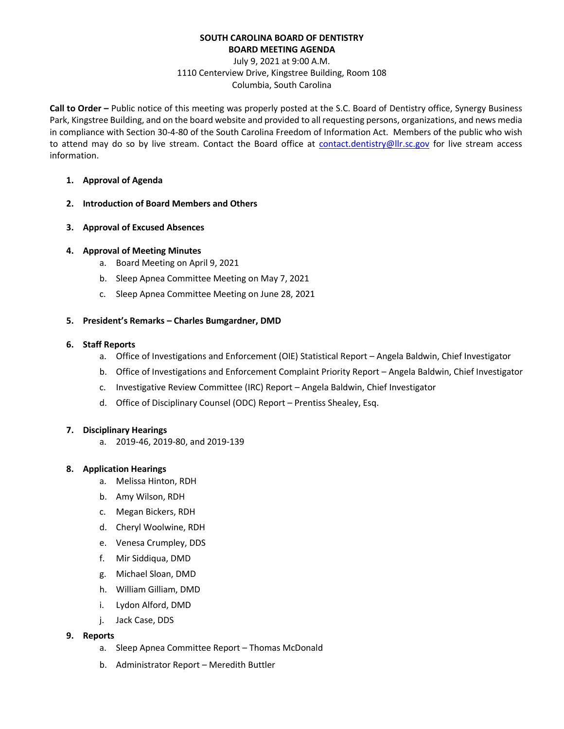# SOUTH CAROLINA BOARD OF DENTISTRY
## BOARD MEETING AGENDA

July 9, 2021 at 9:00 A.M.
1110 Centerview Drive, Kingstree Building, Room 108
Columbia, South Carolina

**Call to Order –** Public notice of this meeting was properly posted at the S.C. Board of Dentistry office, Synergy Business Park, Kingstree Building, and on the board website and provided to all requesting persons, organizations, and news media in compliance with Section 30-4-80 of the South Carolina Freedom of Information Act. Members of the public who wish to attend may do so by live stream. Contact the Board office at contact.dentistry@llr.sc.gov for live stream access information.

1. **Approval of Agenda**

2. **Introduction of Board Members and Others**

3. **Approval of Excused Absences**

4. **Approval of Meeting Minutes**
   a. Board Meeting on April 9, 2021
   b. Sleep Apnea Committee Meeting on May 7, 2021
   c. Sleep Apnea Committee Meeting on June 28, 2021

5. **President's Remarks – Charles Bumgardner, DMD**

6. **Staff Reports**
   a. Office of Investigations and Enforcement (OIE) Statistical Report – Angela Baldwin, Chief Investigator
   b. Office of Investigations and Enforcement Complaint Priority Report – Angela Baldwin, Chief Investigator
   c. Investigative Review Committee (IRC) Report – Angela Baldwin, Chief Investigator
   d. Office of Disciplinary Counsel (ODC) Report – Prentiss Shealey, Esq.

7. **Disciplinary Hearings**
   a. 2019-46, 2019-80, and 2019-139

8. **Application Hearings**
   a. Melissa Hinton, RDH
   b. Amy Wilson, RDH
   c. Megan Bickers, RDH
   d. Cheryl Woolwine, RDH
   e. Venesa Crumpley, DDS
   f. Mir Siddiqua, DMD
   g. Michael Sloan, DMD
   h. William Gilliam, DMD
   i. Lydon Alford, DMD
   j. Jack Case, DDS

9. **Reports**
   a. Sleep Apnea Committee Report – Thomas McDonald
   b. Administrator Report – Meredith Buttler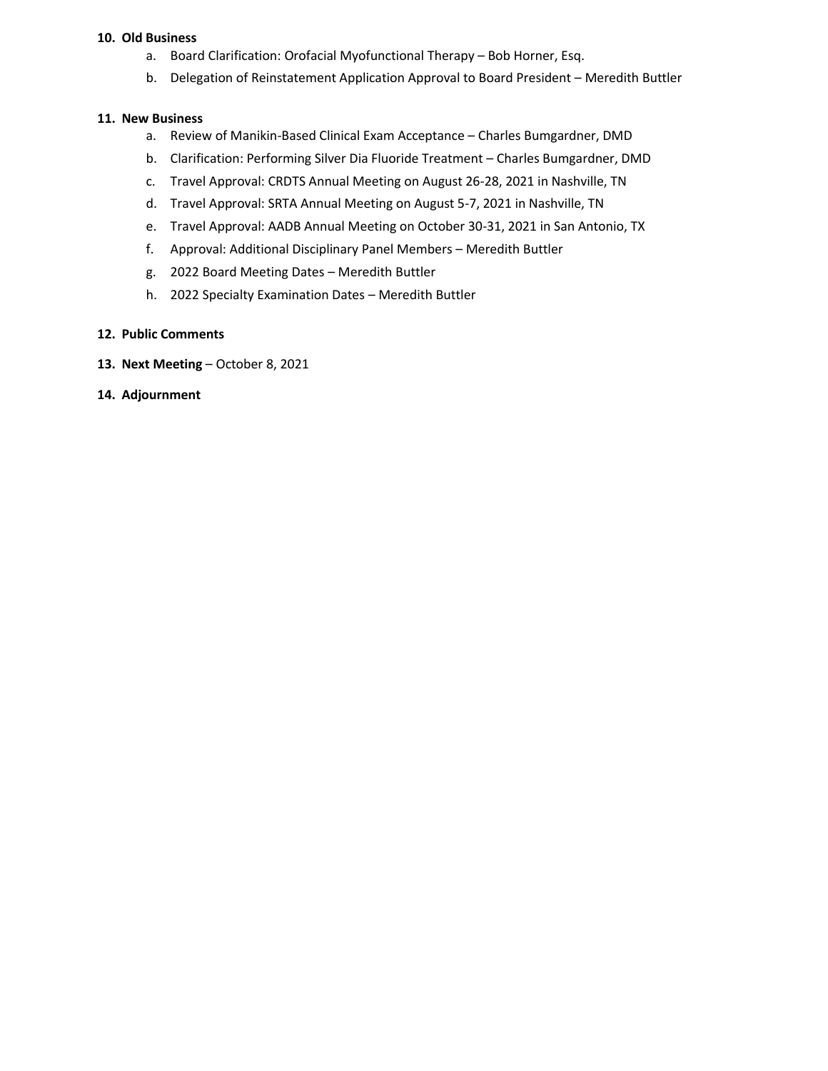**10. Old Business**

a. Board Clarification: Orofacial Myofunctional Therapy – Bob Horner, Esq.
b. Delegation of Reinstatement Application Approval to Board President – Meredith Buttler

**11. New Business**

a. Review of Manikin-Based Clinical Exam Acceptance – Charles Bumgardner, DMD
b. Clarification: Performing Silver Dia Fluoride Treatment – Charles Bumgardner, DMD
c. Travel Approval: CRDTS Annual Meeting on August 26-28, 2021 in Nashville, TN
d. Travel Approval: SRTA Annual Meeting on August 5-7, 2021 in Nashville, TN
e. Travel Approval: AADB Annual Meeting on October 30-31, 2021 in San Antonio, TX
f. Approval: Additional Disciplinary Panel Members – Meredith Buttler
g. 2022 Board Meeting Dates – Meredith Buttler
h. 2022 Specialty Examination Dates – Meredith Buttler

**12. Public Comments**

**13. Next Meeting** – October 8, 2021

**14. Adjournment**